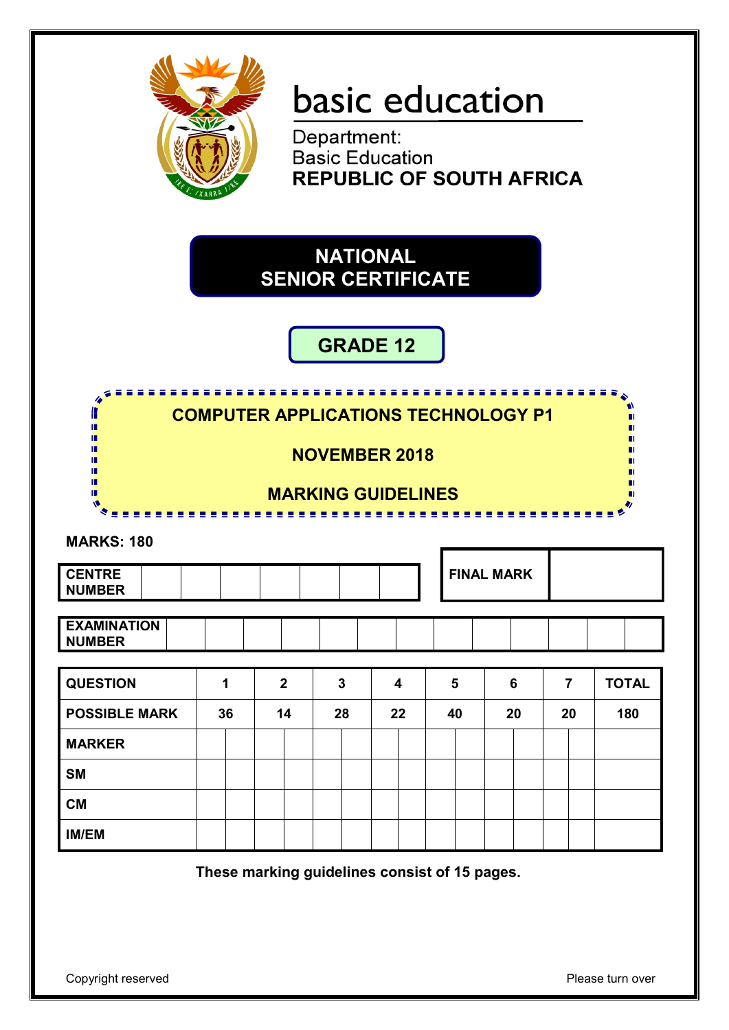basic education

Department:
Basic Education
**REPUBLIC OF SOUTH AFRICA**

# NATIONAL SENIOR CERTIFICATE

## GRADE 12

## COMPUTER APPLICATIONS TECHNOLOGY P1

## NOVEMBER 2018

## MARKING GUIDELINES

**MARKS: 180**

| CENTRE NUMBER | | | | | | | |
|---|---|---|---|---|---|---|---|

| FINAL MARK | |
|---|---|

| EXAMINATION NUMBER | | | | | | | | | | | | | |
|---|---|---|---|---|---|---|---|---|---|---|---|---|---|

| QUESTION | 1 | 2 | 3 | 4 | 5 | 6 | 7 | TOTAL |
|---|---|---|---|---|---|---|---|---|
| POSSIBLE MARK | 36 | 14 | 28 | 22 | 40 | 20 | 20 | 180 |
| MARKER | | | | | | | | |
| SM | | | | | | | | |
| CM | | | | | | | | |
| IM/EM | | | | | | | | |

**These marking guidelines consist of 15 pages.**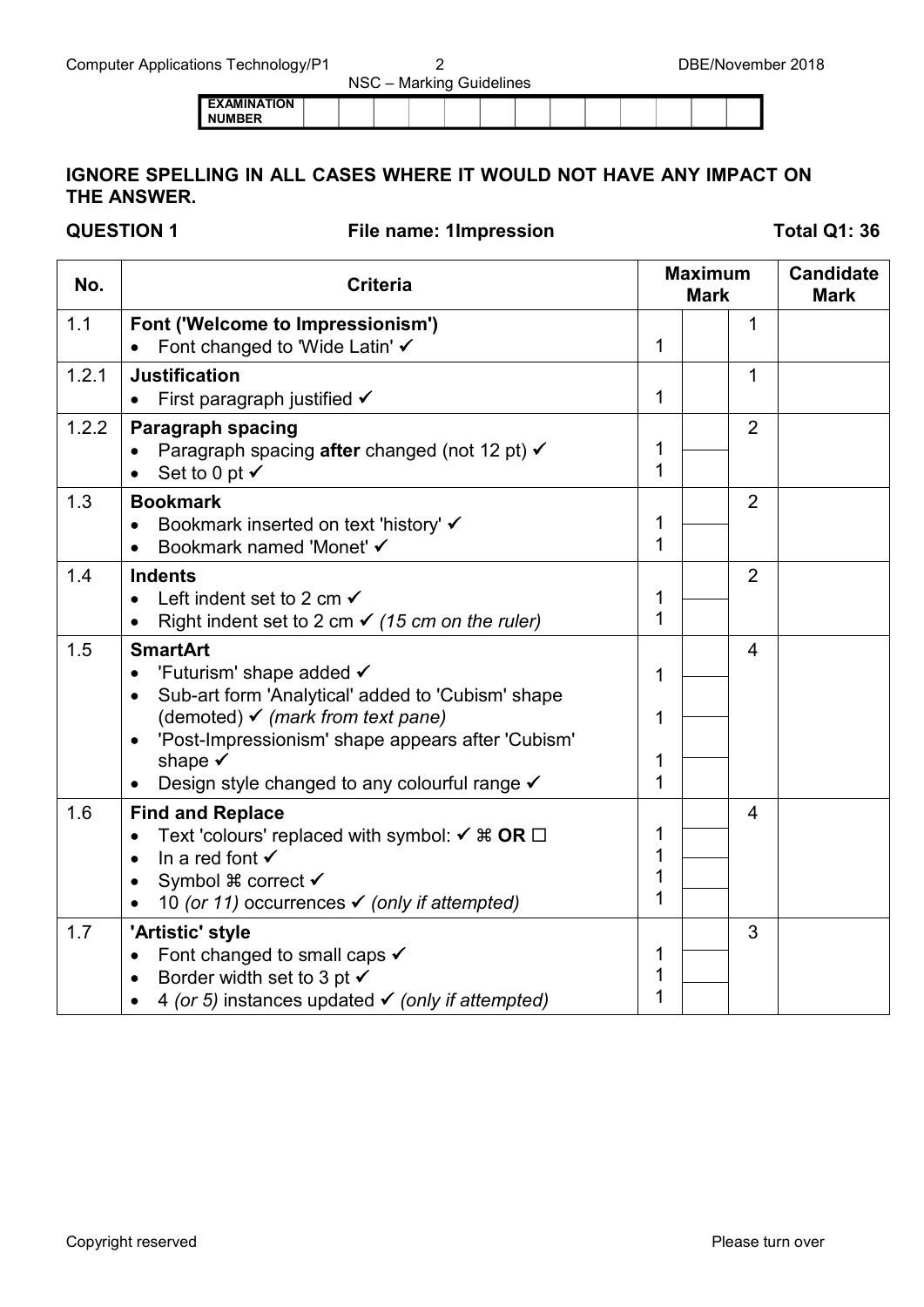| EXAMINATION NUMBER | | | | | | | | | | | | | |
|---|---|---|---|---|---|---|---|---|---|---|---|---|---|

**IGNORE SPELLING IN ALL CASES WHERE IT WOULD NOT HAVE ANY IMPACT ON THE ANSWER.**

**QUESTION 1** **File name: 1Impression** **Total Q1: 36**

| No. | Criteria | Maximum Mark | | | Candidate Mark |
|---|---|---|---|---|---|
| 1.1 | **Font ('Welcome to Impressionism')**<br>• Font changed to 'Wide Latin' ✓ | 1 | | 1 | |
| 1.2.1 | **Justification**<br>• First paragraph justified ✓ | 1 | | 1 | |
| 1.2.2 | **Paragraph spacing**<br>• Paragraph spacing **after** changed (not 12 pt) ✓<br>• Set to 0 pt ✓ | 1<br>1 | | 2 | |
| 1.3 | **Bookmark**<br>• Bookmark inserted on text 'history' ✓<br>• Bookmark named 'Monet' ✓ | 1<br>1 | | 2 | |
| 1.4 | **Indents**<br>• Left indent set to 2 cm ✓<br>• Right indent set to 2 cm ✓ *(15 cm on the ruler)* | 1<br>1 | | 2 | |
| 1.5 | **SmartArt**<br>• 'Futurism' shape added ✓<br>• Sub-art form 'Analytical' added to 'Cubism' shape (demoted) ✓ *(mark from text pane)*<br>• 'Post-Impressionism' shape appears after 'Cubism' shape ✓<br>• Design style changed to any colourful range ✓ | 1<br>1<br>1<br>1 | | 4 | |
| 1.6 | **Find and Replace**<br>• Text 'colours' replaced with symbol: ✓ ⌘ **OR** ☐<br>• In a red font ✓<br>• Symbol ⌘ correct ✓<br>• 10 *(or 11)* occurrences ✓ *(only if attempted)* | 1<br>1<br>1<br>1 | | 4 | |
| 1.7 | **'Artistic' style**<br>• Font changed to small caps ✓<br>• Border width set to 3 pt ✓<br>• 4 *(or 5)* instances updated ✓ *(only if attempted)* | 1<br>1<br>1 | | 3 | |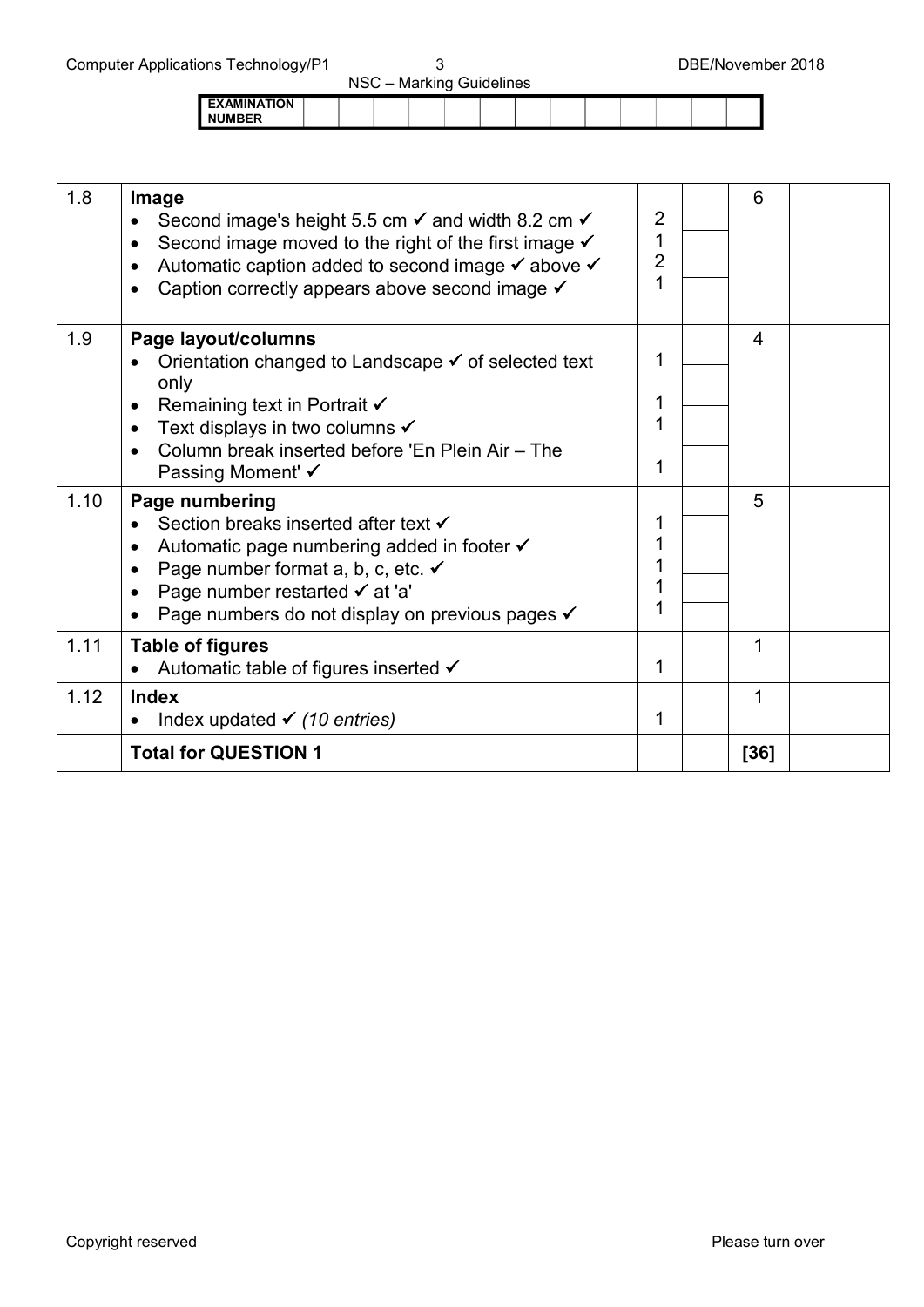| EXAMINATION NUMBER | | | | | | | | | | | | | |
|---|---|---|---|---|---|---|---|---|---|---|---|---|---|

| | | | | | |
|---|---|---|---|---|---|
| 1.8 | **Image**<br>• Second image's height 5.5 cm ✓ and width 8.2 cm ✓<br>• Second image moved to the right of the first image ✓<br>• Automatic caption added to second image ✓ above ✓<br>• Caption correctly appears above second image ✓ | 2<br>1<br>2<br>1 | | 6 | |
| 1.9 | **Page layout/columns**<br>• Orientation changed to Landscape ✓ of selected text only<br>• Remaining text in Portrait ✓<br>• Text displays in two columns ✓<br>• Column break inserted before 'En Plein Air – The Passing Moment' ✓ | 1<br>1<br>1<br>1 | | 4 | |
| 1.10 | **Page numbering**<br>• Section breaks inserted after text ✓<br>• Automatic page numbering added in footer ✓<br>• Page number format a, b, c, etc. ✓<br>• Page number restarted ✓ at 'a'<br>• Page numbers do not display on previous pages ✓ | 1<br>1<br>1<br>1<br>1 | | 5 | |
| 1.11 | **Table of figures**<br>• Automatic table of figures inserted ✓ | 1 | | 1 | |
| 1.12 | **Index**<br>• Index updated ✓ *(10 entries)* | 1 | | 1 | |
| | **Total for QUESTION 1** | | | **[36]** | |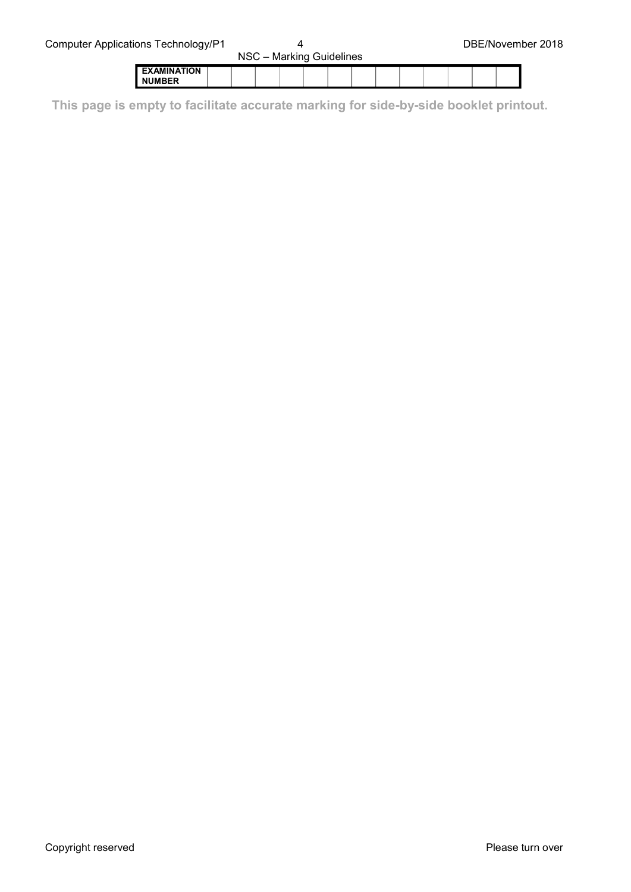| EXAMINATION NUMBER | | | | | | | | | | | | | |
|---|---|---|---|---|---|---|---|---|---|---|---|---|---|

**This page is empty to facilitate accurate marking for side-by-side booklet printout.**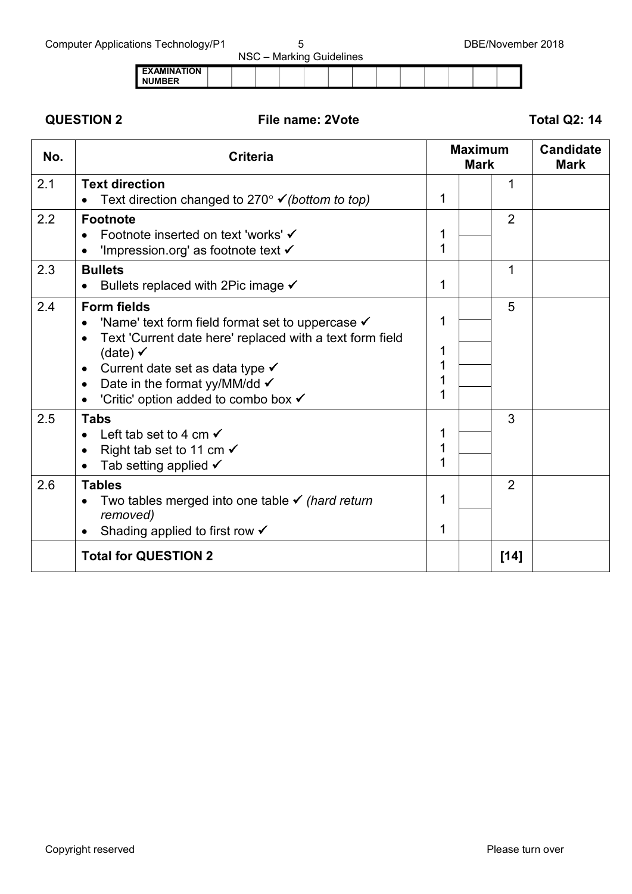| EXAMINATION NUMBER | | | | | | | | | | | | | |
|---|---|---|---|---|---|---|---|---|---|---|---|---|---|

**QUESTION 2** **File name: 2Vote** **Total Q2: 14**

| No. | Criteria | Maximum Mark | | | Candidate Mark |
|---|---|---|---|---|---|
| 2.1 | **Text direction**<br>• Text direction changed to 270° ✓*(bottom to top)* | 1 | | 1 | |
| 2.2 | **Footnote**<br>• Footnote inserted on text 'works' ✓<br>• 'Impression.org' as footnote text ✓ | 1<br>1 | | 2 | |
| 2.3 | **Bullets**<br>• Bullets replaced with 2Pic image ✓ | 1 | | 1 | |
| 2.4 | **Form fields**<br>• 'Name' text form field format set to uppercase ✓<br>• Text 'Current date here' replaced with a text form field (date) ✓<br>• Current date set as data type ✓<br>• Date in the format yy/MM/dd ✓<br>• 'Critic' option added to combo box ✓ | 1<br>1<br>1<br>1<br>1 | | 5 | |
| 2.5 | **Tabs**<br>• Left tab set to 4 cm ✓<br>• Right tab set to 11 cm ✓<br>• Tab setting applied ✓ | 1<br>1<br>1 | | 3 | |
| 2.6 | **Tables**<br>• Two tables merged into one table ✓ *(hard return removed)*<br>• Shading applied to first row ✓ | 1<br>1 | | 2 | |
| | **Total for QUESTION 2** | | | **[14]** | |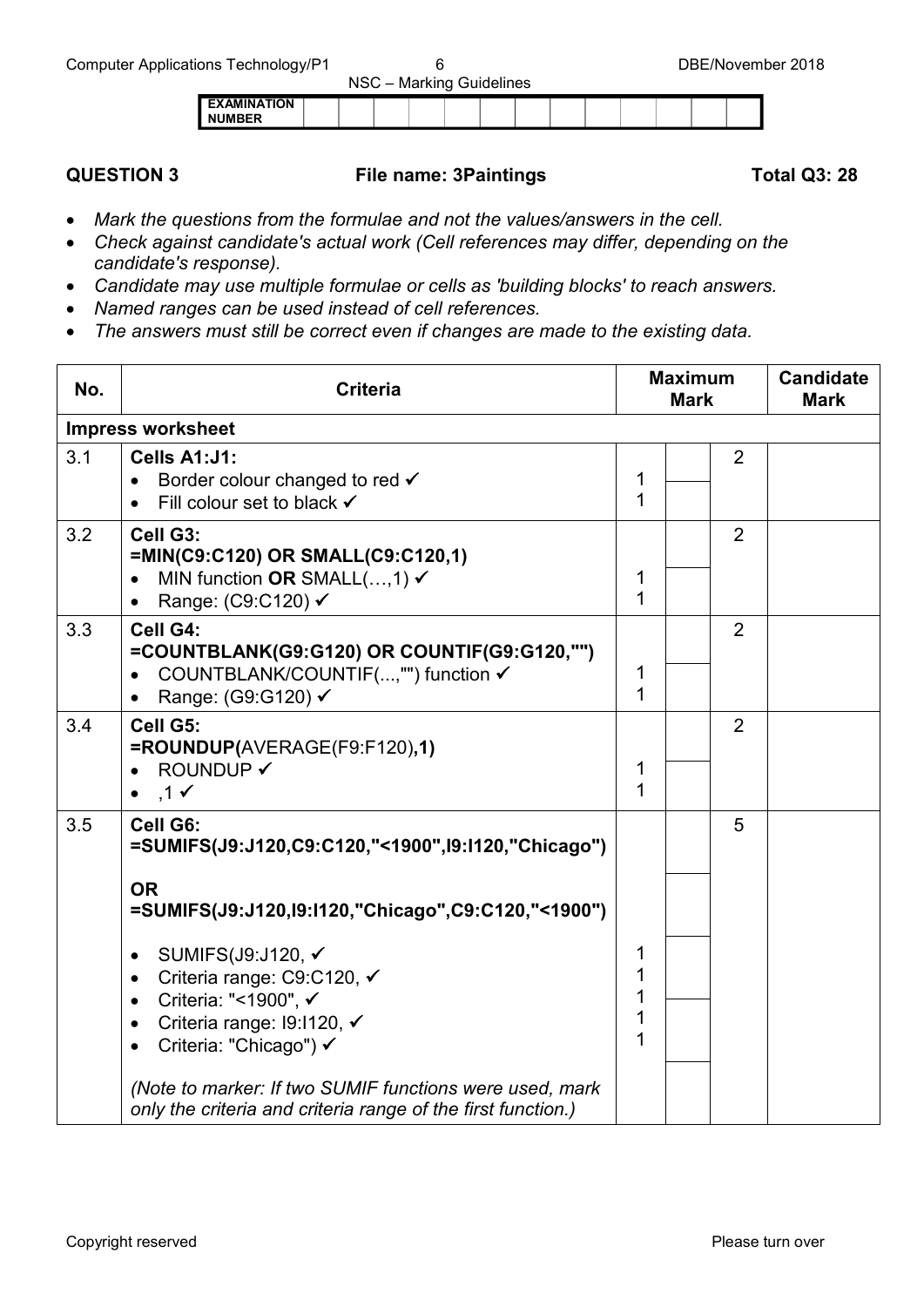| EXAMINATION NUMBER | | | | | | | | | | | | | |
|---|---|---|---|---|---|---|---|---|---|---|---|---|---|

**QUESTION 3** **File name: 3Paintings** **Total Q3: 28**

- *Mark the questions from the formulae and not the values/answers in the cell.*
- *Check against candidate's actual work (Cell references may differ, depending on the candidate's response).*
- *Candidate may use multiple formulae or cells as 'building blocks' to reach answers.*
- *Named ranges can be used instead of cell references.*
- *The answers must still be correct even if changes are made to the existing data.*

| No. | Criteria | Maximum Mark | | | Candidate Mark |
|---|---|---|---|---|---|
| **Impress worksheet** | | | | | |
| 3.1 | **Cells A1:J1:**<br>• Border colour changed to red ✓<br>• Fill colour set to black ✓ | 1<br>1 | | 2 | |
| 3.2 | **Cell G3:**<br>**=MIN(C9:C120) OR SMALL(C9:C120,1)**<br>• MIN function **OR** SMALL(…,1) ✓<br>• Range: (C9:C120) ✓ | 1<br>1 | | 2 | |
| 3.3 | **Cell G4:**<br>**=COUNTBLANK(G9:G120) OR COUNTIF(G9:G120,"")**<br>• COUNTBLANK/COUNTIF(...,"") function ✓<br>• Range: (G9:G120) ✓ | 1<br>1 | | 2 | |
| 3.4 | **Cell G5:**<br>**=ROUNDUP(**AVERAGE(F9:F120)**,1)**<br>• ROUNDUP ✓<br>• ,1 ✓ | 1<br>1 | | 2 | |
| 3.5 | **Cell G6:**<br>**=SUMIFS(J9:J120,C9:C120,"<1900",I9:I120,"Chicago")**<br><br>**OR**<br>**=SUMIFS(J9:J120,I9:I120,"Chicago",C9:C120,"<1900")**<br><br>• SUMIFS(J9:J120, ✓<br>• Criteria range: C9:C120, ✓<br>• Criteria: "<1900", ✓<br>• Criteria range: I9:I120, ✓<br>• Criteria: "Chicago") ✓<br><br>*(Note to marker: If two SUMIF functions were used, mark only the criteria and criteria range of the first function.)* | 1<br>1<br>1<br>1<br>1 | | 5 | |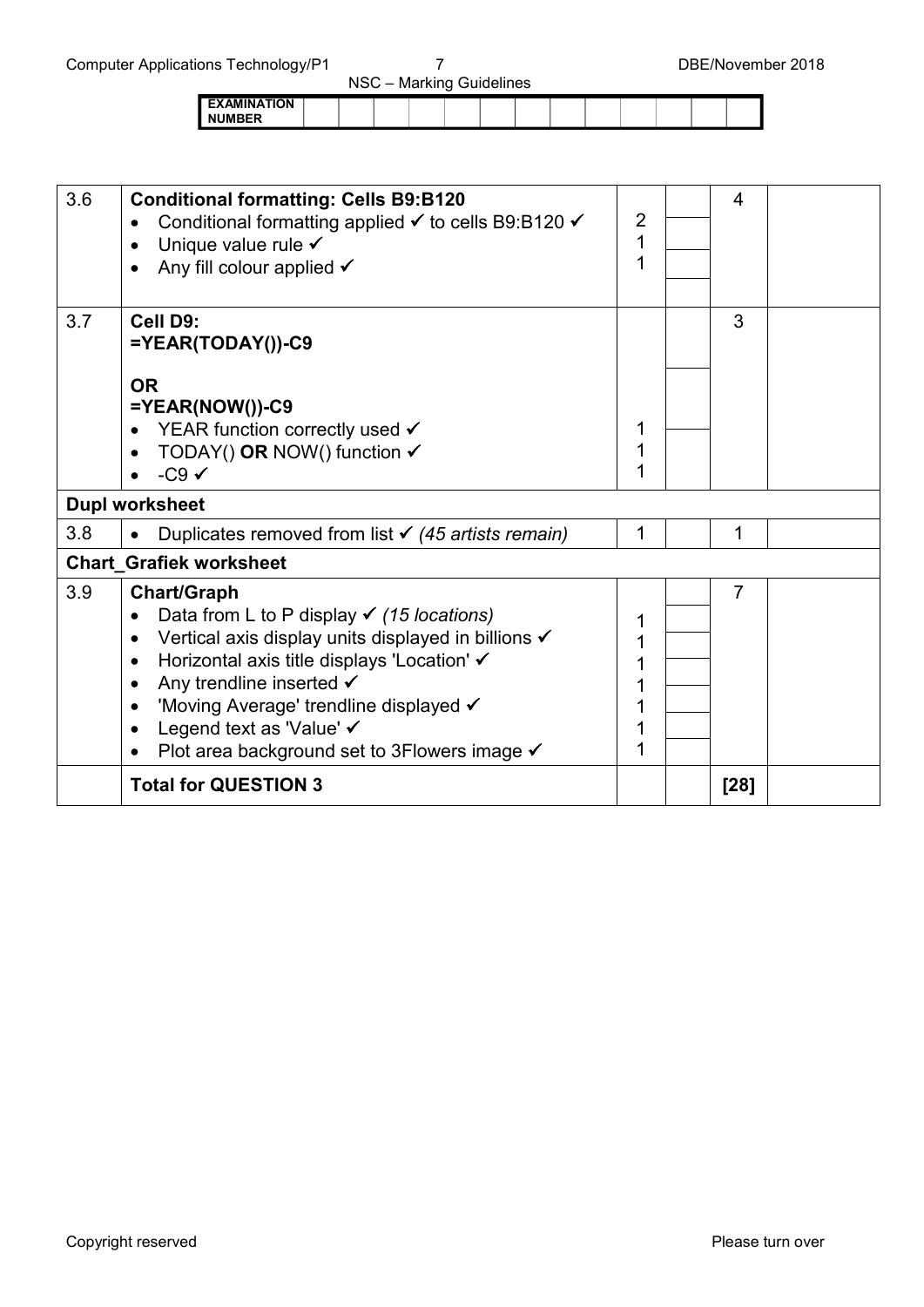| | | | | | |
|---|---|---|---|---|---|
| 3.6 | **Conditional formatting: Cells B9:B120**<br>• Conditional formatting applied ✓ to cells B9:B120 ✓<br>• Unique value rule ✓<br>• Any fill colour applied ✓ | 2<br>1<br>1 | | 4 | |
| 3.7 | **Cell D9:**<br>**=YEAR(TODAY())-C9**<br><br>**OR**<br>**=YEAR(NOW())-C9**<br>• YEAR function correctly used ✓<br>• TODAY() **OR** NOW() function ✓<br>• -C9 ✓ | <br><br><br><br><br>1<br>1<br>1 | | 3 | |
| **Dupl worksheet** | | | | | |
| 3.8 | • Duplicates removed from list ✓ *(45 artists remain)* | 1 | | 1 | |
| **Chart_Grafiek worksheet** | | | | | |
| 3.9 | **Chart/Graph**<br>• Data from L to P display ✓ *(15 locations)*<br>• Vertical axis display units displayed in billions ✓<br>• Horizontal axis title displays 'Location' ✓<br>• Any trendline inserted ✓<br>• 'Moving Average' trendline displayed ✓<br>• Legend text as 'Value' ✓<br>• Plot area background set to 3Flowers image ✓ | <br>1<br>1<br>1<br>1<br>1<br>1<br>1 | | 7 | |
| | **Total for QUESTION 3** | | | **[28]** | |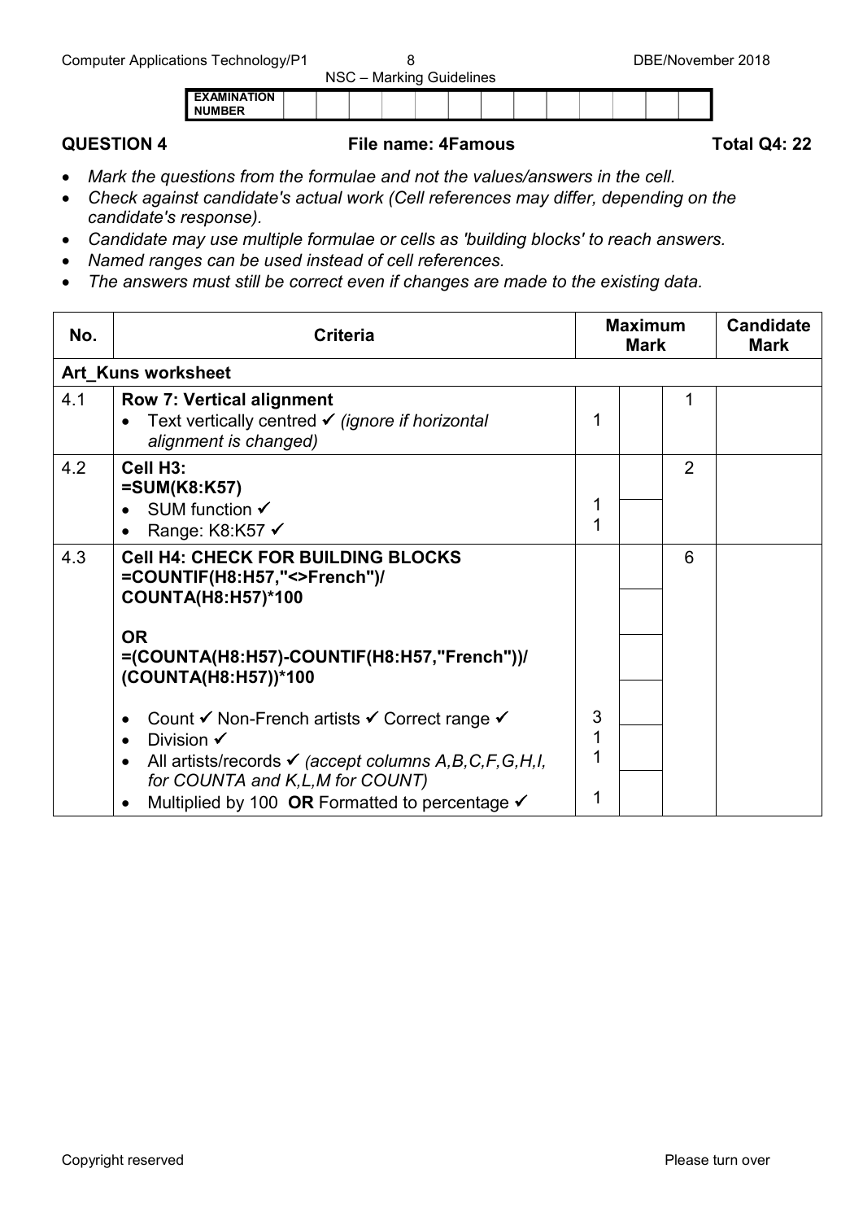| EXAMINATION NUMBER | | | | | | | | | | | | | |
|---|---|---|---|---|---|---|---|---|---|---|---|---|---|

**QUESTION 4** **File name: 4Famous** **Total Q4: 22**

- *Mark the questions from the formulae and not the values/answers in the cell.*
- *Check against candidate's actual work (Cell references may differ, depending on the candidate's response).*
- *Candidate may use multiple formulae or cells as 'building blocks' to reach answers.*
- *Named ranges can be used instead of cell references.*
- *The answers must still be correct even if changes are made to the existing data.*

| No. | Criteria | Maximum Mark | | | Candidate Mark |
|---|---|---|---|---|---|
| **Art_Kuns worksheet** | | | | | |
| 4.1 | **Row 7: Vertical alignment**<br>• Text vertically centred ✓ *(ignore if horizontal alignment is changed)* | 1 | | 1 | |
| 4.2 | **Cell H3:**<br>**=SUM(K8:K57)**<br>• SUM function ✓<br>• Range: K8:K57 ✓ | 1<br>1 | | 2 | |
| 4.3 | **Cell H4: CHECK FOR BUILDING BLOCKS**<br>**=COUNTIF(H8:H57,"<>French")/ COUNTA(H8:H57)*100**<br><br>**OR**<br>**=(COUNTA(H8:H57)-COUNTIF(H8:H57,"French"))/ (COUNTA(H8:H57))*100**<br><br>• Count ✓ Non-French artists ✓ Correct range ✓<br>• Division ✓<br>• All artists/records ✓ *(accept columns A,B,C,F,G,H,I, for COUNTA and K,L,M for COUNT)*<br>• Multiplied by 100 **OR** Formatted to percentage ✓ | 3<br>1<br>1<br><br>1 | | 6 | |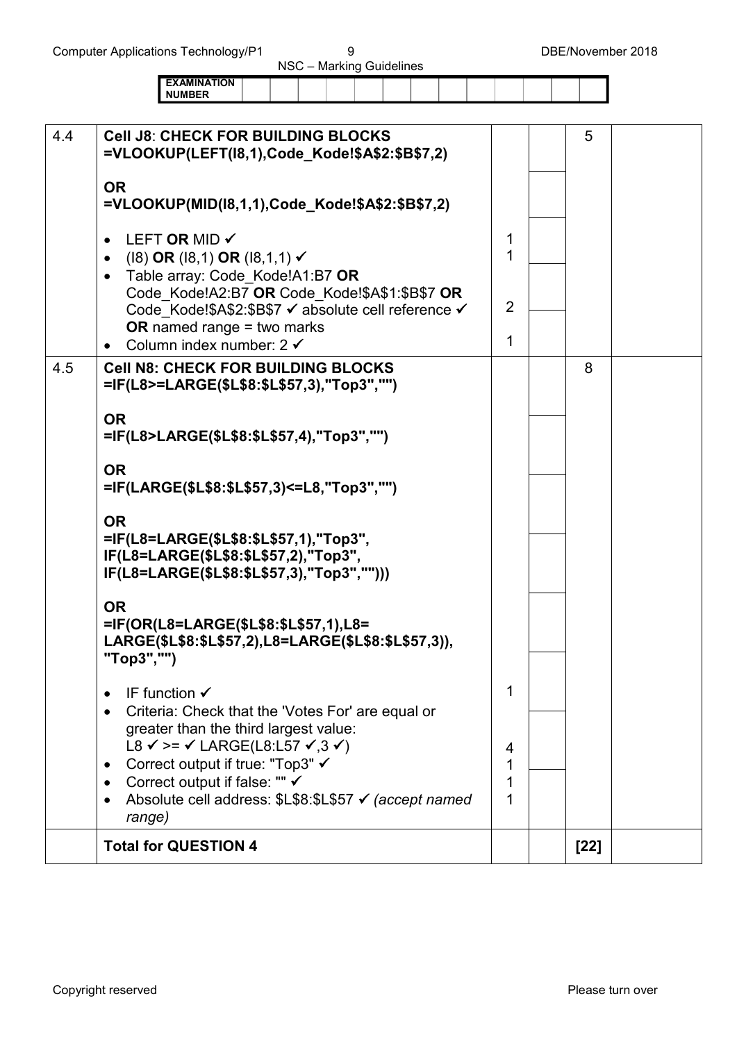| EXAMINATION NUMBER | | | | | | | | | | | | | |
|---|---|---|---|---|---|---|---|---|---|---|---|---|---|

| | | | | | |
|---|---|---|---|---|---|
| 4.4 | **Cell J8**: **CHECK FOR BUILDING BLOCKS**<br>**=VLOOKUP(LEFT(I8,1),Code_Kode!$A$2:$B$7,2)**<br><br>**OR**<br>**=VLOOKUP(MID(I8,1,1),Code_Kode!$A$2:$B$7,2)**<br><br>• LEFT **OR** MID ✓<br>• (I8) **OR** (I8,1) **OR** (I8,1,1) ✓<br>• Table array: Code_Kode!A1:B7 **OR** Code_Kode!A2:B7 **OR** Code_Kode!$A$1:$B$7 **OR** Code_Kode!$A$2:$B$7 ✓ absolute cell reference ✓ **OR** named range = two marks<br>• Column index number: 2 ✓ | 1<br>1<br><br>2<br><br>1 | | 5 | |
| 4.5 | **Cell N8: CHECK FOR BUILDING BLOCKS**<br>**=IF(L8>=LARGE($L$8:$L$57,3),"Top3","")**<br><br>**OR**<br>**=IF(L8>LARGE($L$8:$L$57,4),"Top3","")**<br><br>**OR**<br>**=IF(LARGE($L$8:$L$57,3)<=L8,"Top3","")**<br><br>**OR**<br>**=IF(L8=LARGE($L$8:$L$57,1),"Top3", IF(L8=LARGE($L$8:$L$57,2),"Top3", IF(L8=LARGE($L$8:$L$57,3),"Top3","")))**<br><br>**OR**<br>**=IF(OR(L8=LARGE($L$8:$L$57,1),L8= LARGE($L$8:$L$57,2),L8=LARGE($L$8:$L$57,3)), "Top3","")**<br><br>• IF function ✓<br>• Criteria: Check that the 'Votes For' are equal or greater than the third largest value: L8 ✓ >= ✓ LARGE(L8:L57 ✓,3 ✓)<br>• Correct output if true: "Top3" ✓<br>• Correct output if false: "" ✓<br>• Absolute cell address: $L$8:$L$57 ✓ *(accept named range)* | 1<br><br>4<br>1<br>1<br>1 | | 8 | |
| | **Total for QUESTION 4** | | | **[22]** | |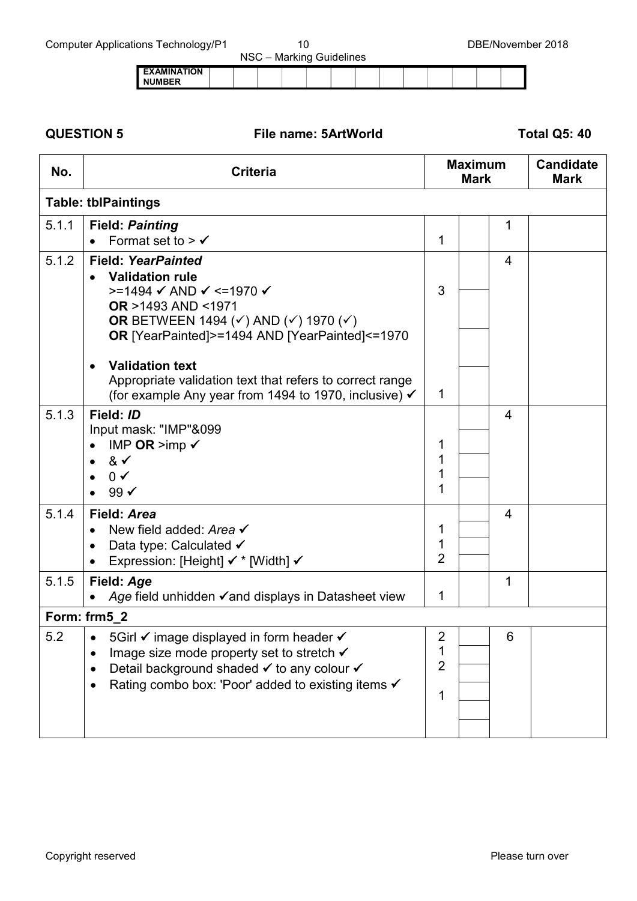| EXAMINATION NUMBER | | | | | | | | | | | | | |
|---|---|---|---|---|---|---|---|---|---|---|---|---|---|

**QUESTION 5** **File name: 5ArtWorld** **Total Q5: 40**

| No. | Criteria | Maximum Mark | | | Candidate Mark |
|---|---|---|---|---|---|
| **Table: tblPaintings** | | | | | |
| 5.1.1 | **Field: *Painting***<br>• Format set to > ✓ | 1 | | 1 | |
| 5.1.2 | **Field: *YearPainted***<br>• **Validation rule**<br>>=1494 ✓ AND ✓ <=1970 ✓<br>**OR** >1493 AND <1971<br>**OR** BETWEEN 1494 (✓) AND (✓) 1970 (✓)<br>**OR** [YearPainted]>=1494 AND [YearPainted]<=1970<br>• **Validation text**<br>Appropriate validation text that refers to correct range (for example Any year from 1494 to 1970, inclusive) ✓ | 3<br><br><br><br><br><br>1 | | 4 | |
| 5.1.3 | **Field: *ID***<br>Input mask: "IMP"&099<br>• IMP **OR** >imp ✓<br>• & ✓<br>• 0 ✓<br>• 99 ✓ | <br><br>1<br>1<br>1<br>1 | | 4 | |
| 5.1.4 | **Field: *Area***<br>• New field added: *Area* ✓<br>• Data type: Calculated ✓<br>• Expression: [Height] ✓ * [Width] ✓ | <br>1<br>1<br>2 | | 4 | |
| 5.1.5 | **Field: *Age***<br>• *Age* field unhidden ✓and displays in Datasheet view | 1 | | 1 | |
| **Form: frm5_2** | | | | | |
| 5.2 | • 5Girl ✓ image displayed in form header ✓<br>• Image size mode property set to stretch ✓<br>• Detail background shaded ✓ to any colour ✓<br>• Rating combo box: 'Poor' added to existing items ✓ | 2<br>1<br>2<br>1 | | 6 | |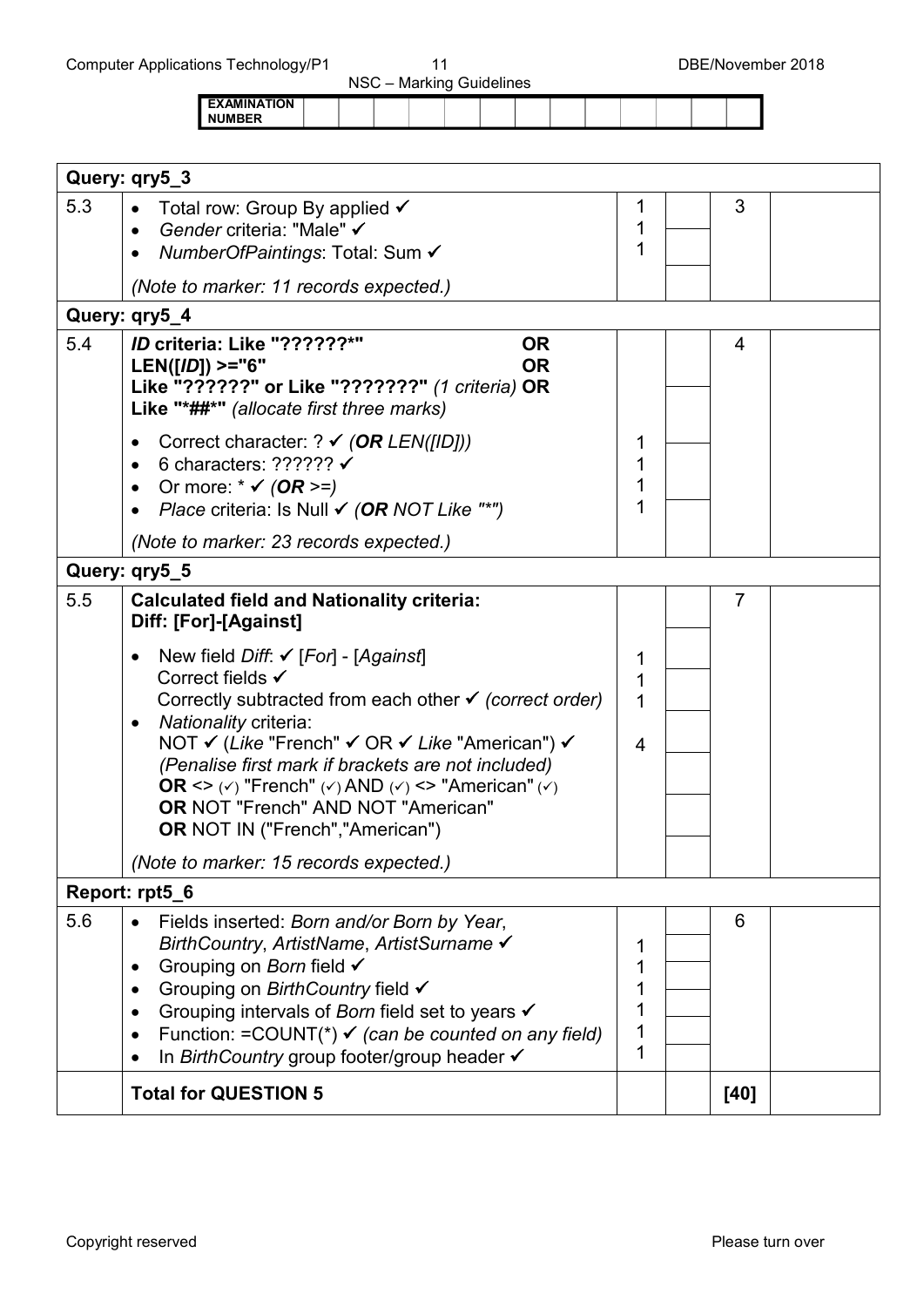EXAMINATION NUMBER

| | | | | | |
|---|---|---|---|---|---|
| **Query: qry5_3** | | | | | |
| 5.3 | • Total row: Group By applied ✓<br>• *Gender* criteria: "Male" ✓<br>• *NumberOfPaintings*: Total: Sum ✓<br><br>*(Note to marker: 11 records expected.)* | 1<br>1<br>1 | | 3 | |
| **Query: qry5_4** | | | | | |
| 5.4 | ***ID* criteria: Like "??????*" OR**<br>**LEN([*ID*]) >="6" OR**<br>**Like "??????" or Like "???????"** *(1 criteria)* **OR**<br>**Like "*##*"** *(allocate first three marks)*<br><br>• Correct character: ? ✓ *(**OR** LEN([ID]))*<br>• 6 characters: ?????? ✓<br>• Or more: * ✓ *(**OR** >=)*<br>• *Place* criteria: Is Null ✓ *(**OR** NOT Like "*")*<br><br>*(Note to marker: 23 records expected.)* | <br><br><br><br><br>1<br>1<br>1<br>1 | | 4 | |
| **Query: qry5_5** | | | | | |
| 5.5 | **Calculated field and Nationality criteria:**<br>**Diff: [For]-[Against]**<br><br>• New field *Diff*: ✓ [*For*] - [*Against*]<br>Correct fields ✓<br>Correctly subtracted from each other ✓ *(correct order)*<br>• *Nationality* criteria:<br>NOT ✓ (*Like* "French" ✓ OR ✓ *Like* "American") ✓<br>*(Penalise first mark if brackets are not included)*<br>**OR** <> (✓) "French" (✓) AND (✓) <> "American" (✓)<br>**OR** NOT "French" AND NOT "American"<br>**OR** NOT IN ("French","American")<br><br>*(Note to marker: 15 records expected.)* | <br><br><br>1<br>1<br>1<br><br>4 | | 7 | |
| **Report: rpt5_6** | | | | | |
| 5.6 | • Fields inserted: *Born and/or Born by Year*, *BirthCountry*, *ArtistName*, *ArtistSurname* ✓<br>• Grouping on *Born* field ✓<br>• Grouping on *BirthCountry* field ✓<br>• Grouping intervals of *Born* field set to years ✓<br>• Function: =COUNT(*) ✓ *(can be counted on any field)*<br>• In *BirthCountry* group footer/group header ✓ | 1<br>1<br>1<br>1<br>1<br>1 | | 6 | |
| | **Total for QUESTION 5** | | | **[40]** | |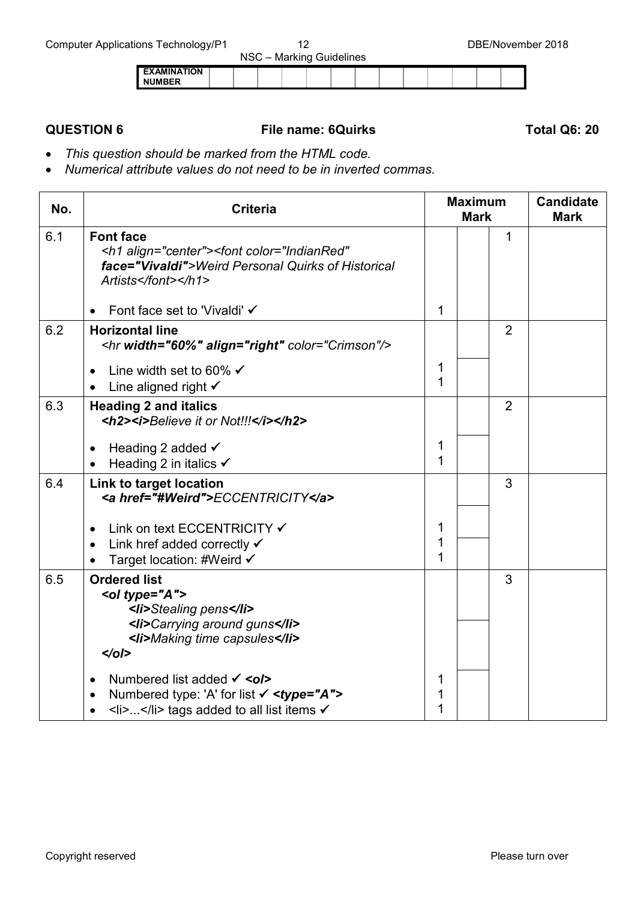| EXAMINATION NUMBER | | | | | | | | | | | | |
|---|---|---|---|---|---|---|---|---|---|---|---|---|

**QUESTION 6** **File name: 6Quirks** **Total Q6: 20**

- *This question should be marked from the HTML code.*
- *Numerical attribute values do not need to be in inverted commas.*

| No. | Criteria | Maximum Mark | | | Candidate Mark |
|---|---|---|---|---|---|
| 6.1 | **Font face**<br>*<h1 align="center"><font color="IndianRed" **face="Vivaldi"**>Weird Personal Quirks of Historical Artists</font></h1>*<br><br>• Font face set to 'Vivaldi' ✓ | 1 | | 1 | |
| 6.2 | **Horizontal line**<br>*<hr **width="60%" align="right"** color="Crimson"/>*<br><br>• Line width set to 60% ✓<br>• Line aligned right ✓ | 1<br>1 | | 2 | |
| 6.3 | **Heading 2 and italics**<br>***<h2><i>**Believe it or Not!!!**</i></h2>***<br><br>• Heading 2 added ✓<br>• Heading 2 in italics ✓ | 1<br>1 | | 2 | |
| 6.4 | **Link to target location**<br>***<a href="#Weird">**ECCENTRICITY**</a>***<br><br>• Link on text ECCENTRICITY ✓<br>• Link href added correctly ✓<br>• Target location: #Weird ✓ | 1<br>1<br>1 | | 3 | |
| 6.5 | **Ordered list**<br>***<ol type="A">***<br>***<li>**Stealing pens**</li>***<br>***<li>**Carrying around guns**</li>***<br>***<li>**Making time capsules**</li>***<br>***</ol>***<br><br>• Numbered list added ✓ ***<ol>***<br>• Numbered type: 'A' for list ✓ ***<type="A">***<br>• <li>...</li> tags added to all list items ✓ | 1<br>1<br>1 | | 3 | |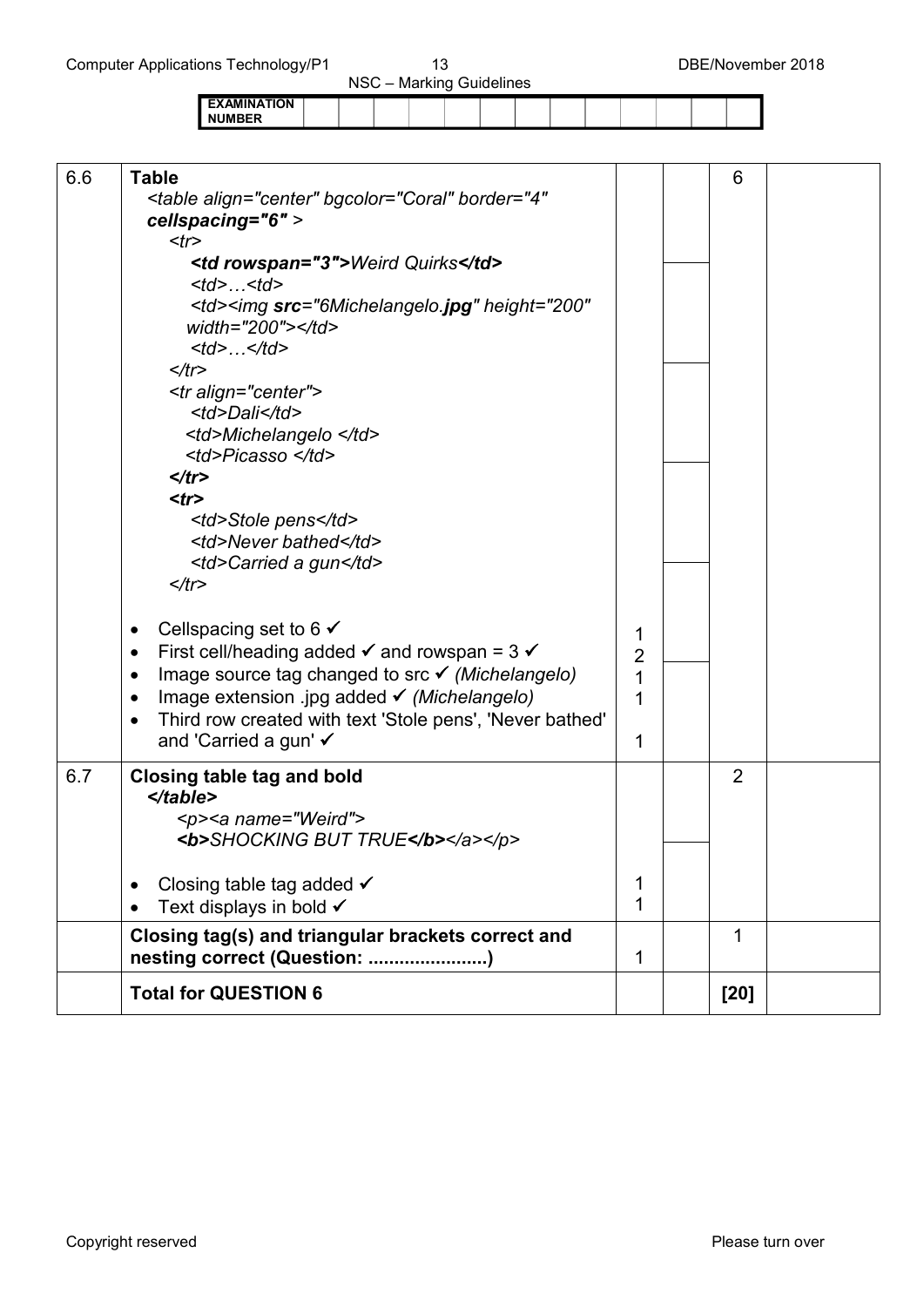| EXAMINATION NUMBER | | | | | | | | | | | | | |
|---|---|---|---|---|---|---|---|---|---|---|---|---|---|

| | | | | | |
|---|---|---|---|---|---|
| 6.6 | **Table**<br>`<table align="center" bgcolor="Coral" border="4"` ***cellspacing="6"*** `>`<br>`<tr>`<br>***`<td rowspan="3">`****`Weird Quirks`****`</td>`***<br>`<td>…<td>`<br>`<td><img` ***src***`="6Michelangelo`***.jpg***`" height="200" width="200"></td>`<br>`<td>…</td>`<br>`</tr>`<br>`<tr align="center">`<br>`<td>Dali</td>`<br>`<td>Michelangelo </td>`<br>`<td>Picasso </td>`<br>***`</tr>`***<br>***`<tr>`***<br>`<td>Stole pens</td>`<br>`<td>Never bathed</td>`<br>`<td>Carried a gun</td>`<br>`</tr>`<br><br>• Cellspacing set to 6 ✓<br>• First cell/heading added ✓ and rowspan = 3 ✓<br>• Image source tag changed to src ✓ *(Michelangelo)*<br>• Image extension .jpg added ✓ *(Michelangelo)*<br>• Third row created with text 'Stole pens', 'Never bathed' and 'Carried a gun' ✓ | 1<br>2<br>1<br>1<br><br>1 | | 6 | |
| 6.7 | **Closing table tag and bold**<br>***`</table>`***<br>`<p><a name="Weird">`<br>***`<b>`***`SHOCKING BUT TRUE`***`</b>`***`</a></p>`<br><br>• Closing table tag added ✓<br>• Text displays in bold ✓ | 1<br>1 | | 2 | |
| | **Closing tag(s) and triangular brackets correct and nesting correct (Question: .......................)** | 1 | | 1 | |
| | **Total for QUESTION 6** | | | **[20]** | |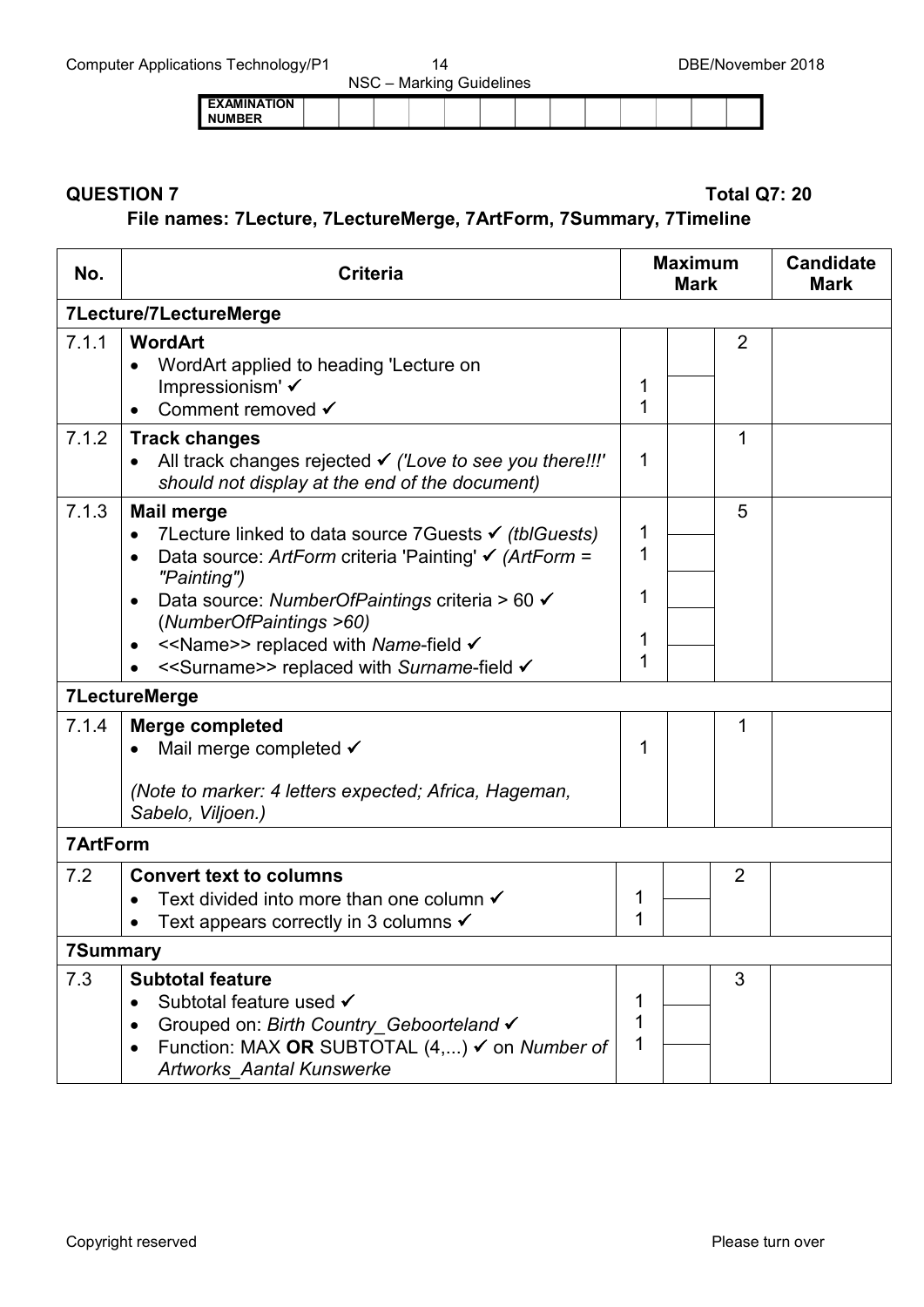| EXAMINATION NUMBER | | | | | | | | | | | | | |
|---|---|---|---|---|---|---|---|---|---|---|---|---|---|

**QUESTION 7** **Total Q7: 20**

**File names: 7Lecture, 7LectureMerge, 7ArtForm, 7Summary, 7Timeline**

| No. | Criteria | Maximum Mark | | | Candidate Mark |
|---|---|---|---|---|---|
| **7Lecture/7LectureMerge** | | | | | |
| 7.1.1 | **WordArt**<br>• WordArt applied to heading 'Lecture on Impressionism' ✓<br>• Comment removed ✓ | 1<br>1 | | 2 | |
| 7.1.2 | **Track changes**<br>• All track changes rejected ✓ *('Love to see you there!!!' should not display at the end of the document)* | 1 | | 1 | |
| 7.1.3 | **Mail merge**<br>• 7Lecture linked to data source 7Guests ✓ *(tblGuests)*<br>• Data source: *ArtForm* criteria 'Painting' ✓ *(ArtForm = "Painting")*<br>• Data source: *NumberOfPaintings* criteria > 60 ✓ (*NumberOfPaintings >60)*<br>• <<Name>> replaced with *Name*-field ✓<br>• <<Surname>> replaced with *Surname*-field ✓ | 1<br>1<br>1<br>1<br>1 | | 5 | |
| **7LectureMerge** | | | | | |
| 7.1.4 | **Merge completed**<br>• Mail merge completed ✓<br><br>*(Note to marker: 4 letters expected; Africa, Hageman, Sabelo, Viljoen.)* | 1 | | 1 | |
| **7ArtForm** | | | | | |
| 7.2 | **Convert text to columns**<br>• Text divided into more than one column ✓<br>• Text appears correctly in 3 columns ✓ | 1<br>1 | | 2 | |
| **7Summary** | | | | | |
| 7.3 | **Subtotal feature**<br>• Subtotal feature used ✓<br>• Grouped on: *Birth Country_Geboorteland* ✓<br>• Function: MAX **OR** SUBTOTAL (4,...) ✓ on *Number of Artworks_Aantal Kunswerke* | 1<br>1<br>1 | | 3 | |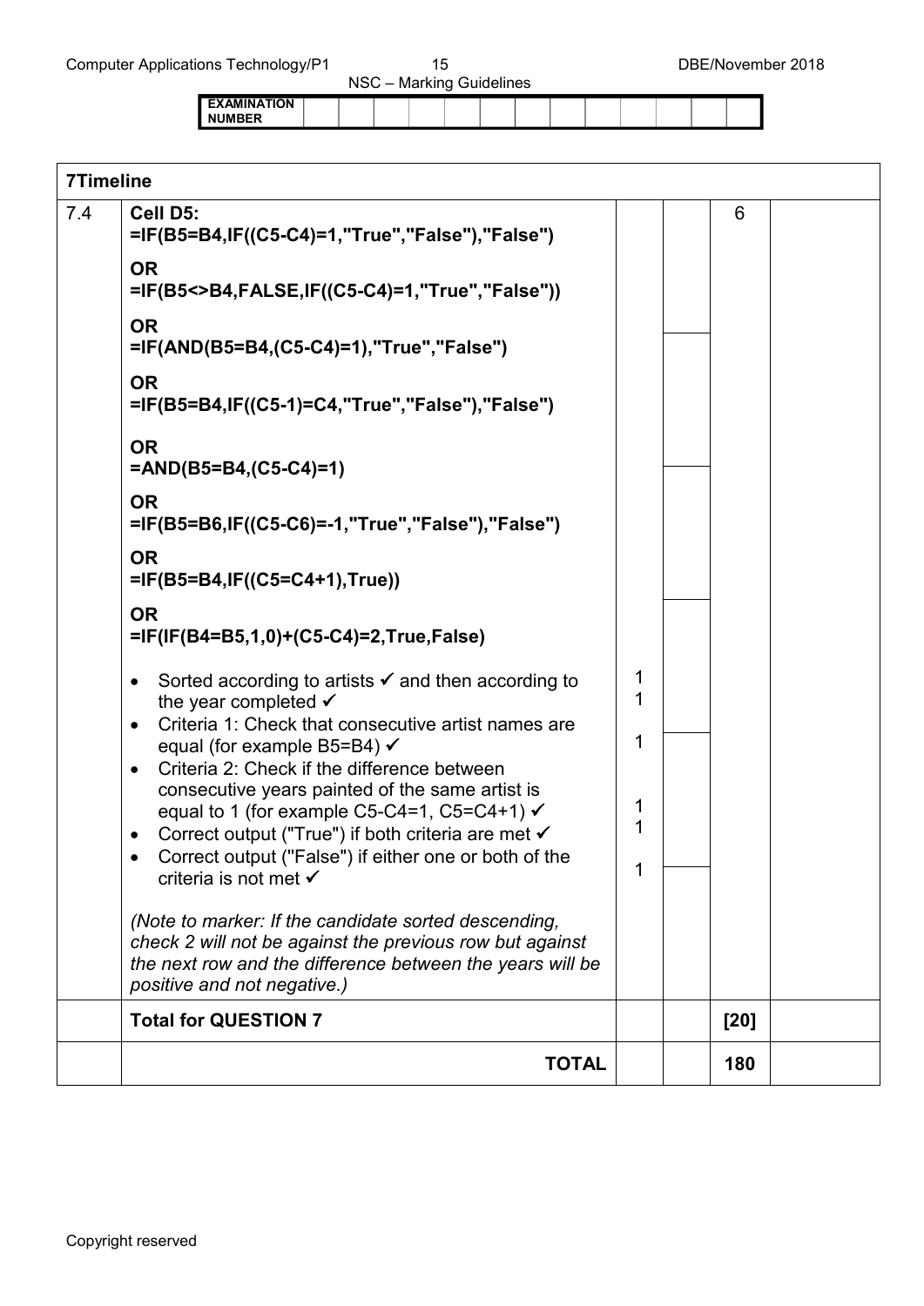| | | | | | |
|---|---|---|---|---|---|
| **7Timeline** | | | | | |
| 7.4 | **Cell D5:**<br>**=IF(B5=B4,IF((C5-C4)=1,"True","False"),"False")**<br><br>**OR**<br>**=IF(B5<>B4,FALSE,IF((C5-C4)=1,"True","False"))**<br><br>**OR**<br>**=IF(AND(B5=B4,(C5-C4)=1),"True","False")**<br><br>**OR**<br>**=IF(B5=B4,IF((C5-1)=C4,"True","False"),"False")**<br><br>**OR**<br>**=AND(B5=B4,(C5-C4)=1)**<br><br>**OR**<br>**=IF(B5=B6,IF((C5-C6)=-1,"True","False"),"False")**<br><br>**OR**<br>**=IF(B5=B4,IF((C5=C4+1),True))**<br><br>**OR**<br>**=IF(IF(B4=B5,1,0)+(C5-C4)=2,True,False)**<br><br>• Sorted according to artists ✓ and then according to the year completed ✓<br>• Criteria 1: Check that consecutive artist names are equal (for example B5=B4) ✓<br>• Criteria 2: Check if the difference between consecutive years painted of the same artist is equal to 1 (for example C5-C4=1, C5=C4+1) ✓<br>• Correct output ("True") if both criteria are met ✓<br>• Correct output ("False") if either one or both of the criteria is not met ✓<br><br>*(Note to marker: If the candidate sorted descending, check 2 will not be against the previous row but against the next row and the difference between the years will be positive and not negative.)* | 1<br>1<br>1<br>1<br>1<br>1 | | 6 | |
| | **Total for QUESTION 7** | | | **[20]** | |
| | **TOTAL** | | | **180** | |